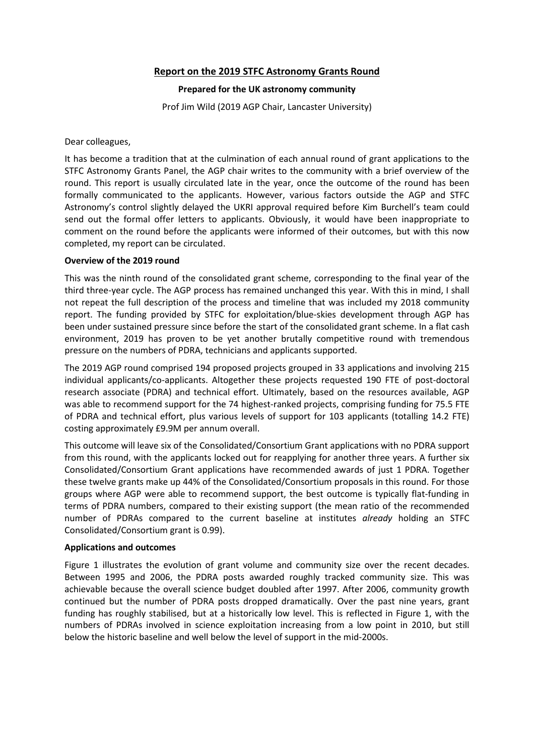# Report on the 2019 STFC Astronomy Grants Round

**Prepared for the UK astronomy community**

Prof Jim Wild (2019 AGP Chair, Lancaster University)

Dear colleagues,

It has become a tradition that at the culmination of each annual round of grant applications to the STFC Astronomy Grants Panel, the AGP chair writes to the community with a brief overview of the round. This report is usually circulated late in the year, once the outcome of the round has been formally communicated to the applicants. However, various factors outside the AGP and STFC Astronomy's control slightly delayed the UKRI approval required before Kim Burchell's team could send out the formal offer letters to applicants. Obviously, it would have been inappropriate to comment on the round before the applicants were informed of their outcomes, but with this now completed, my report can be circulated.

## Overview of the 2019 round

This was the ninth round of the consolidated grant scheme, corresponding to the final year of the third three-year cycle. The AGP process has remained unchanged this year. With this in mind, I shall not repeat the full description of the process and timeline that was included my 2018 community report. The funding provided by STFC for exploitation/blue-skies development through AGP has been under sustained pressure since before the start of the consolidated grant scheme. In a flat cash environment, 2019 has proven to be yet another brutally competitive round with tremendous pressure on the numbers of PDRA, technicians and applicants supported.

The 2019 AGP round comprised 194 proposed projects grouped in 33 applications and involving 215 individual applicants/co-applicants. Altogether these projects requested 190 FTE of post-doctoral research associate (PDRA) and technical effort. Ultimately, based on the resources available, AGP was able to recommend support for the 74 highest-ranked projects, comprising funding for 75.5 FTE of PDRA and technical effort, plus various levels of support for 103 applicants (totalling 14.2 FTE) costing approximately £9.9M per annum overall.

This outcome will leave six of the Consolidated/Consortium Grant applications with no PDRA support from this round, with the applicants locked out for reapplying for another three years. A further six Consolidated/Consortium Grant applications have recommended awards of just 1 PDRA. Together these twelve grants make up 44% of the Consolidated/Consortium proposals in this round. For those groups where AGP were able to recommend support, the best outcome is typically flat-funding in terms of PDRA numbers, compared to their existing support (the mean ratio of the recommended number of PDRAs compared to the current baseline at institutes *already* holding an STFC Consolidated/Consortium grant is 0.99).

## Applications and outcomes

Figure 1 illustrates the evolution of grant volume and community size over the recent decades. Between 1995 and 2006, the PDRA posts awarded roughly tracked community size. This was achievable because the overall science budget doubled after 1997. After 2006, community growth continued but the number of PDRA posts dropped dramatically. Over the past nine years, grant funding has roughly stabilised, but at a historically low level. This is reflected in Figure 1, with the numbers of PDRAs involved in science exploitation increasing from a low point in 2010, but still below the historic baseline and well below the level of support in the mid-2000s.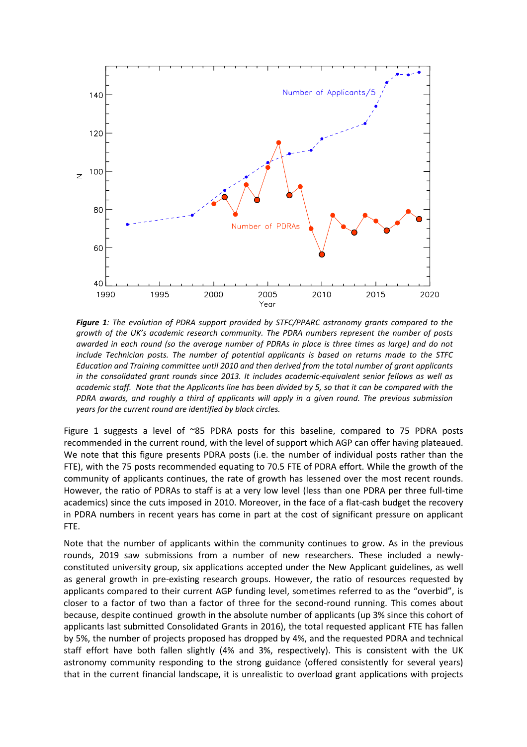***Figure 1**: The evolution of PDRA support provided by STFC/PPARC astronomy grants compared to the growth of the UK's academic research community. The PDRA numbers represent the number of posts awarded in each round (so the average number of PDRAs in place is three times as large) and do not include Technician posts. The number of potential applicants is based on returns made to the STFC Education and Training committee until 2010 and then derived from the total number of grant applicants in the consolidated grant rounds since 2013. It includes academic-equivalent senior fellows as well as academic staff. Note that the Applicants line has been divided by 5, so that it can be compared with the PDRA awards, and roughly a third of applicants will apply in a given round. The previous submission years for the current round are identified by black circles.*

Figure 1 suggests a level of ~85 PDRA posts for this baseline, compared to 75 PDRA posts recommended in the current round, with the level of support which AGP can offer having plateaued. We note that this figure presents PDRA posts (i.e. the number of individual posts rather than the FTE), with the 75 posts recommended equating to 70.5 FTE of PDRA effort. While the growth of the community of applicants continues, the rate of growth has lessened over the most recent rounds. However, the ratio of PDRAs to staff is at a very low level (less than one PDRA per three full-time academics) since the cuts imposed in 2010. Moreover, in the face of a flat-cash budget the recovery in PDRA numbers in recent years has come in part at the cost of significant pressure on applicant FTE.

Note that the number of applicants within the community continues to grow. As in the previous rounds, 2019 saw submissions from a number of new researchers. These included a newly-constituted university group, six applications accepted under the New Applicant guidelines, as well as general growth in pre-existing research groups. However, the ratio of resources requested by applicants compared to their current AGP funding level, sometimes referred to as the "overbid", is closer to a factor of two than a factor of three for the second-round running. This comes about because, despite continued growth in the absolute number of applicants (up 3% since this cohort of applicants last submitted Consolidated Grants in 2016), the total requested applicant FTE has fallen by 5%, the number of projects proposed has dropped by 4%, and the requested PDRA and technical staff effort have both fallen slightly (4% and 3%, respectively). This is consistent with the UK astronomy community responding to the strong guidance (offered consistently for several years) that in the current financial landscape, it is unrealistic to overload grant applications with projects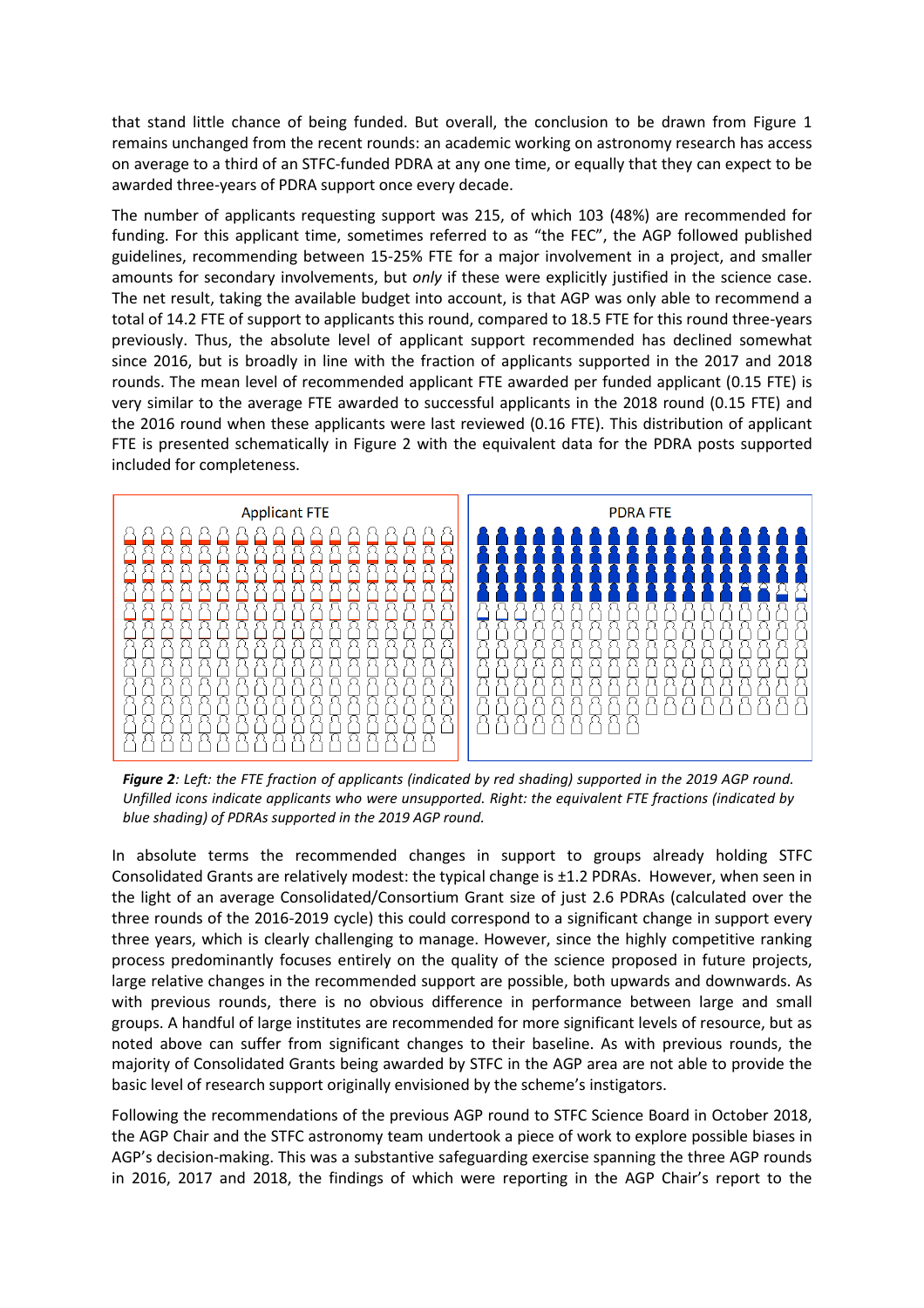that stand little chance of being funded. But overall, the conclusion to be drawn from Figure 1 remains unchanged from the recent rounds: an academic working on astronomy research has access on average to a third of an STFC-funded PDRA at any one time, or equally that they can expect to be awarded three-years of PDRA support once every decade.

The number of applicants requesting support was 215, of which 103 (48%) are recommended for funding. For this applicant time, sometimes referred to as "the FEC", the AGP followed published guidelines, recommending between 15-25% FTE for a major involvement in a project, and smaller amounts for secondary involvements, but *only* if these were explicitly justified in the science case. The net result, taking the available budget into account, is that AGP was only able to recommend a total of 14.2 FTE of support to applicants this round, compared to 18.5 FTE for this round three-years previously. Thus, the absolute level of applicant support recommended has declined somewhat since 2016, but is broadly in line with the fraction of applicants supported in the 2017 and 2018 rounds. The mean level of recommended applicant FTE awarded per funded applicant (0.15 FTE) is very similar to the average FTE awarded to successful applicants in the 2018 round (0.15 FTE) and the 2016 round when these applicants were last reviewed (0.16 FTE). This distribution of applicant FTE is presented schematically in Figure 2 with the equivalent data for the PDRA posts supported included for completeness.

***Figure 2****: Left: the FTE fraction of applicants (indicated by red shading) supported in the 2019 AGP round. Unfilled icons indicate applicants who were unsupported. Right: the equivalent FTE fractions (indicated by blue shading) of PDRAs supported in the 2019 AGP round.*

In absolute terms the recommended changes in support to groups already holding STFC Consolidated Grants are relatively modest: the typical change is ±1.2 PDRAs. However, when seen in the light of an average Consolidated/Consortium Grant size of just 2.6 PDRAs (calculated over the three rounds of the 2016-2019 cycle) this could correspond to a significant change in support every three years, which is clearly challenging to manage. However, since the highly competitive ranking process predominantly focuses entirely on the quality of the science proposed in future projects, large relative changes in the recommended support are possible, both upwards and downwards. As with previous rounds, there is no obvious difference in performance between large and small groups. A handful of large institutes are recommended for more significant levels of resource, but as noted above can suffer from significant changes to their baseline. As with previous rounds, the majority of Consolidated Grants being awarded by STFC in the AGP area are not able to provide the basic level of research support originally envisioned by the scheme's instigators.

Following the recommendations of the previous AGP round to STFC Science Board in October 2018, the AGP Chair and the STFC astronomy team undertook a piece of work to explore possible biases in AGP's decision-making. This was a substantive safeguarding exercise spanning the three AGP rounds in 2016, 2017 and 2018, the findings of which were reporting in the AGP Chair's report to the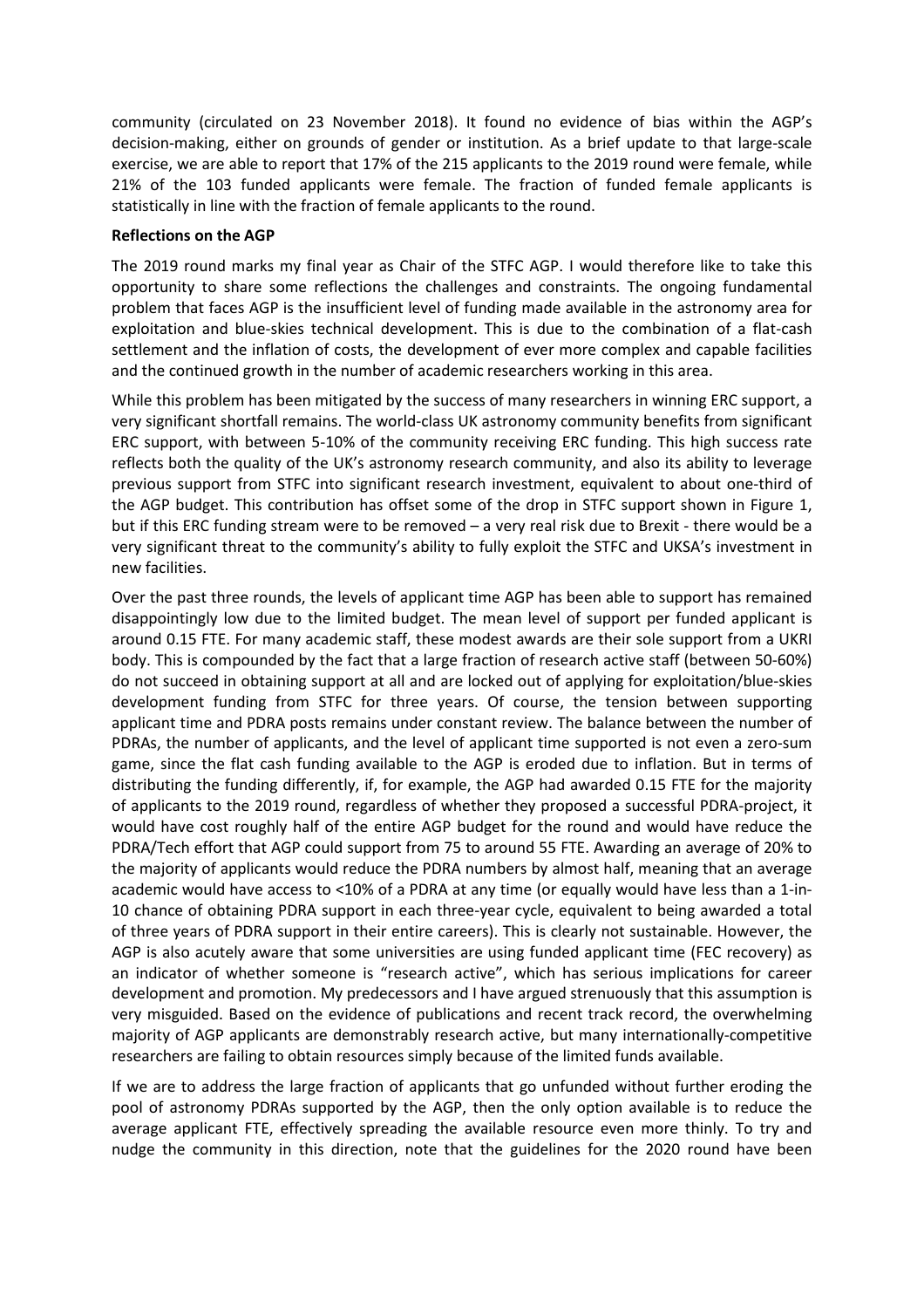community (circulated on 23 November 2018). It found no evidence of bias within the AGP's decision-making, either on grounds of gender or institution. As a brief update to that large-scale exercise, we are able to report that 17% of the 215 applicants to the 2019 round were female, while 21% of the 103 funded applicants were female. The fraction of funded female applicants is statistically in line with the fraction of female applicants to the round.

**Reflections on the AGP**

The 2019 round marks my final year as Chair of the STFC AGP. I would therefore like to take this opportunity to share some reflections the challenges and constraints. The ongoing fundamental problem that faces AGP is the insufficient level of funding made available in the astronomy area for exploitation and blue-skies technical development. This is due to the combination of a flat-cash settlement and the inflation of costs, the development of ever more complex and capable facilities and the continued growth in the number of academic researchers working in this area.

While this problem has been mitigated by the success of many researchers in winning ERC support, a very significant shortfall remains. The world-class UK astronomy community benefits from significant ERC support, with between 5-10% of the community receiving ERC funding. This high success rate reflects both the quality of the UK's astronomy research community, and also its ability to leverage previous support from STFC into significant research investment, equivalent to about one-third of the AGP budget. This contribution has offset some of the drop in STFC support shown in Figure 1, but if this ERC funding stream were to be removed – a very real risk due to Brexit - there would be a very significant threat to the community's ability to fully exploit the STFC and UKSA's investment in new facilities.

Over the past three rounds, the levels of applicant time AGP has been able to support has remained disappointingly low due to the limited budget. The mean level of support per funded applicant is around 0.15 FTE. For many academic staff, these modest awards are their sole support from a UKRI body. This is compounded by the fact that a large fraction of research active staff (between 50-60%) do not succeed in obtaining support at all and are locked out of applying for exploitation/blue-skies development funding from STFC for three years. Of course, the tension between supporting applicant time and PDRA posts remains under constant review. The balance between the number of PDRAs, the number of applicants, and the level of applicant time supported is not even a zero-sum game, since the flat cash funding available to the AGP is eroded due to inflation. But in terms of distributing the funding differently, if, for example, the AGP had awarded 0.15 FTE for the majority of applicants to the 2019 round, regardless of whether they proposed a successful PDRA-project, it would have cost roughly half of the entire AGP budget for the round and would have reduce the PDRA/Tech effort that AGP could support from 75 to around 55 FTE. Awarding an average of 20% to the majority of applicants would reduce the PDRA numbers by almost half, meaning that an average academic would have access to <10% of a PDRA at any time (or equally would have less than a 1-in-10 chance of obtaining PDRA support in each three-year cycle, equivalent to being awarded a total of three years of PDRA support in their entire careers). This is clearly not sustainable. However, the AGP is also acutely aware that some universities are using funded applicant time (FEC recovery) as an indicator of whether someone is "research active", which has serious implications for career development and promotion. My predecessors and I have argued strenuously that this assumption is very misguided. Based on the evidence of publications and recent track record, the overwhelming majority of AGP applicants are demonstrably research active, but many internationally-competitive researchers are failing to obtain resources simply because of the limited funds available.

If we are to address the large fraction of applicants that go unfunded without further eroding the pool of astronomy PDRAs supported by the AGP, then the only option available is to reduce the average applicant FTE, effectively spreading the available resource even more thinly. To try and nudge the community in this direction, note that the guidelines for the 2020 round have been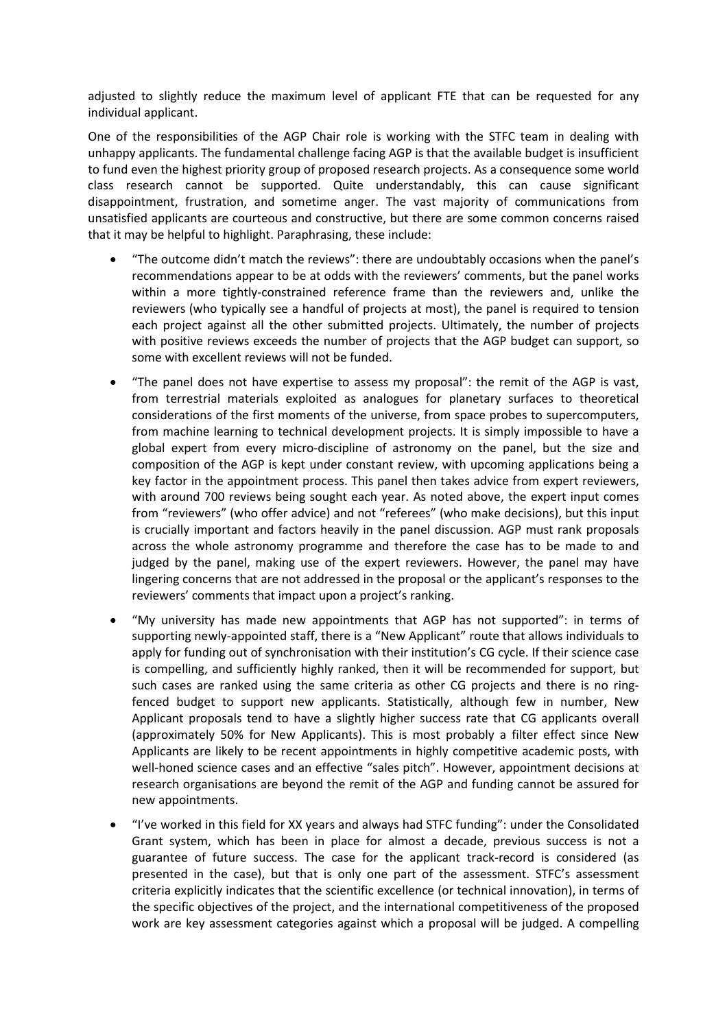adjusted to slightly reduce the maximum level of applicant FTE that can be requested for any individual applicant.

One of the responsibilities of the AGP Chair role is working with the STFC team in dealing with unhappy applicants. The fundamental challenge facing AGP is that the available budget is insufficient to fund even the highest priority group of proposed research projects. As a consequence some world class research cannot be supported. Quite understandably, this can cause significant disappointment, frustration, and sometime anger. The vast majority of communications from unsatisfied applicants are courteous and constructive, but there are some common concerns raised that it may be helpful to highlight. Paraphrasing, these include:

- "The outcome didn't match the reviews": there are undoubtably occasions when the panel's recommendations appear to be at odds with the reviewers' comments, but the panel works within a more tightly-constrained reference frame than the reviewers and, unlike the reviewers (who typically see a handful of projects at most), the panel is required to tension each project against all the other submitted projects. Ultimately, the number of projects with positive reviews exceeds the number of projects that the AGP budget can support, so some with excellent reviews will not be funded.
- "The panel does not have expertise to assess my proposal": the remit of the AGP is vast, from terrestrial materials exploited as analogues for planetary surfaces to theoretical considerations of the first moments of the universe, from space probes to supercomputers, from machine learning to technical development projects. It is simply impossible to have a global expert from every micro-discipline of astronomy on the panel, but the size and composition of the AGP is kept under constant review, with upcoming applications being a key factor in the appointment process. This panel then takes advice from expert reviewers, with around 700 reviews being sought each year. As noted above, the expert input comes from "reviewers" (who offer advice) and not "referees" (who make decisions), but this input is crucially important and factors heavily in the panel discussion. AGP must rank proposals across the whole astronomy programme and therefore the case has to be made to and judged by the panel, making use of the expert reviewers. However, the panel may have lingering concerns that are not addressed in the proposal or the applicant's responses to the reviewers' comments that impact upon a project's ranking.
- "My university has made new appointments that AGP has not supported": in terms of supporting newly-appointed staff, there is a "New Applicant" route that allows individuals to apply for funding out of synchronisation with their institution's CG cycle. If their science case is compelling, and sufficiently highly ranked, then it will be recommended for support, but such cases are ranked using the same criteria as other CG projects and there is no ring-fenced budget to support new applicants. Statistically, although few in number, New Applicant proposals tend to have a slightly higher success rate that CG applicants overall (approximately 50% for New Applicants). This is most probably a filter effect since New Applicants are likely to be recent appointments in highly competitive academic posts, with well-honed science cases and an effective "sales pitch". However, appointment decisions at research organisations are beyond the remit of the AGP and funding cannot be assured for new appointments.
- "I've worked in this field for XX years and always had STFC funding": under the Consolidated Grant system, which has been in place for almost a decade, previous success is not a guarantee of future success. The case for the applicant track-record is considered (as presented in the case), but that is only one part of the assessment. STFC's assessment criteria explicitly indicates that the scientific excellence (or technical innovation), in terms of the specific objectives of the project, and the international competitiveness of the proposed work are key assessment categories against which a proposal will be judged. A compelling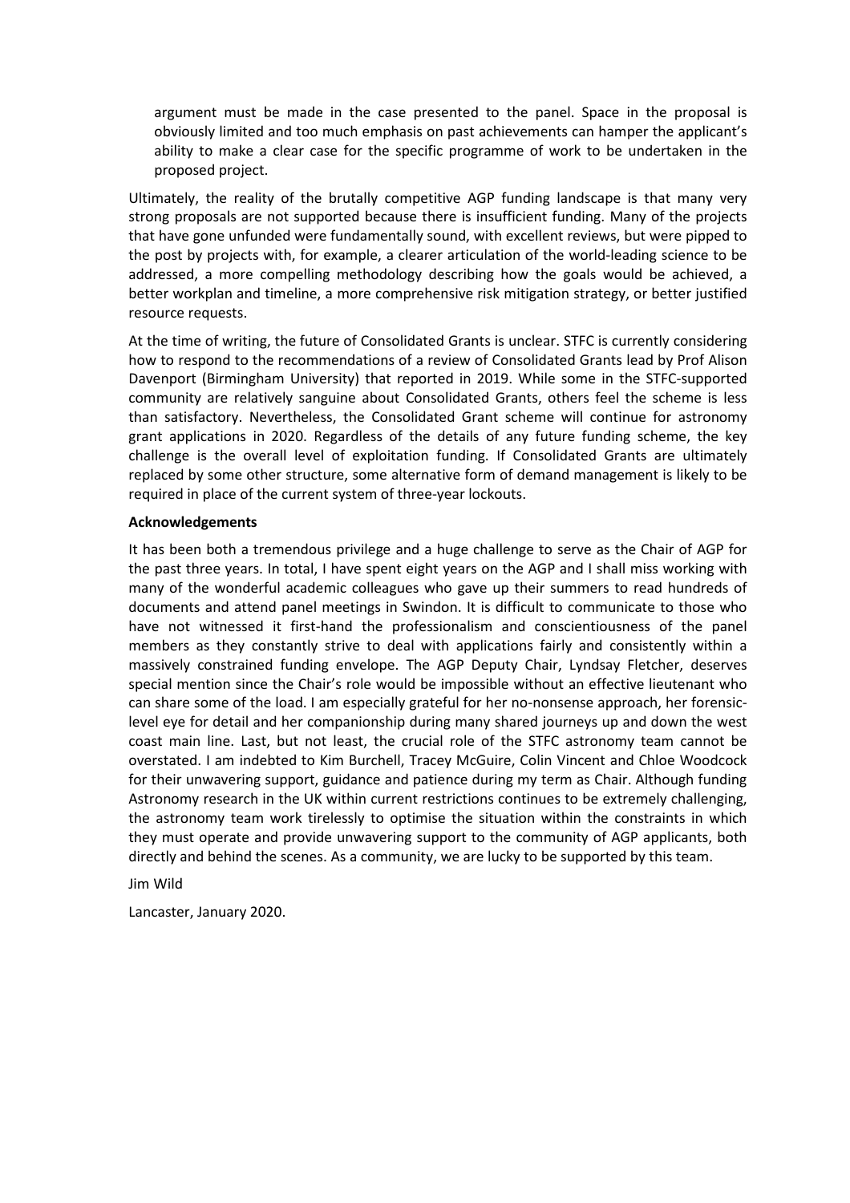argument must be made in the case presented to the panel. Space in the proposal is obviously limited and too much emphasis on past achievements can hamper the applicant's ability to make a clear case for the specific programme of work to be undertaken in the proposed project.

Ultimately, the reality of the brutally competitive AGP funding landscape is that many very strong proposals are not supported because there is insufficient funding. Many of the projects that have gone unfunded were fundamentally sound, with excellent reviews, but were pipped to the post by projects with, for example, a clearer articulation of the world-leading science to be addressed, a more compelling methodology describing how the goals would be achieved, a better workplan and timeline, a more comprehensive risk mitigation strategy, or better justified resource requests.

At the time of writing, the future of Consolidated Grants is unclear. STFC is currently considering how to respond to the recommendations of a review of Consolidated Grants lead by Prof Alison Davenport (Birmingham University) that reported in 2019. While some in the STFC-supported community are relatively sanguine about Consolidated Grants, others feel the scheme is less than satisfactory. Nevertheless, the Consolidated Grant scheme will continue for astronomy grant applications in 2020. Regardless of the details of any future funding scheme, the key challenge is the overall level of exploitation funding. If Consolidated Grants are ultimately replaced by some other structure, some alternative form of demand management is likely to be required in place of the current system of three-year lockouts.

**Acknowledgements**

It has been both a tremendous privilege and a huge challenge to serve as the Chair of AGP for the past three years. In total, I have spent eight years on the AGP and I shall miss working with many of the wonderful academic colleagues who gave up their summers to read hundreds of documents and attend panel meetings in Swindon. It is difficult to communicate to those who have not witnessed it first-hand the professionalism and conscientiousness of the panel members as they constantly strive to deal with applications fairly and consistently within a massively constrained funding envelope. The AGP Deputy Chair, Lyndsay Fletcher, deserves special mention since the Chair's role would be impossible without an effective lieutenant who can share some of the load. I am especially grateful for her no-nonsense approach, her forensic-level eye for detail and her companionship during many shared journeys up and down the west coast main line. Last, but not least, the crucial role of the STFC astronomy team cannot be overstated. I am indebted to Kim Burchell, Tracey McGuire, Colin Vincent and Chloe Woodcock for their unwavering support, guidance and patience during my term as Chair. Although funding Astronomy research in the UK within current restrictions continues to be extremely challenging, the astronomy team work tirelessly to optimise the situation within the constraints in which they must operate and provide unwavering support to the community of AGP applicants, both directly and behind the scenes. As a community, we are lucky to be supported by this team.

Jim Wild

Lancaster, January 2020.